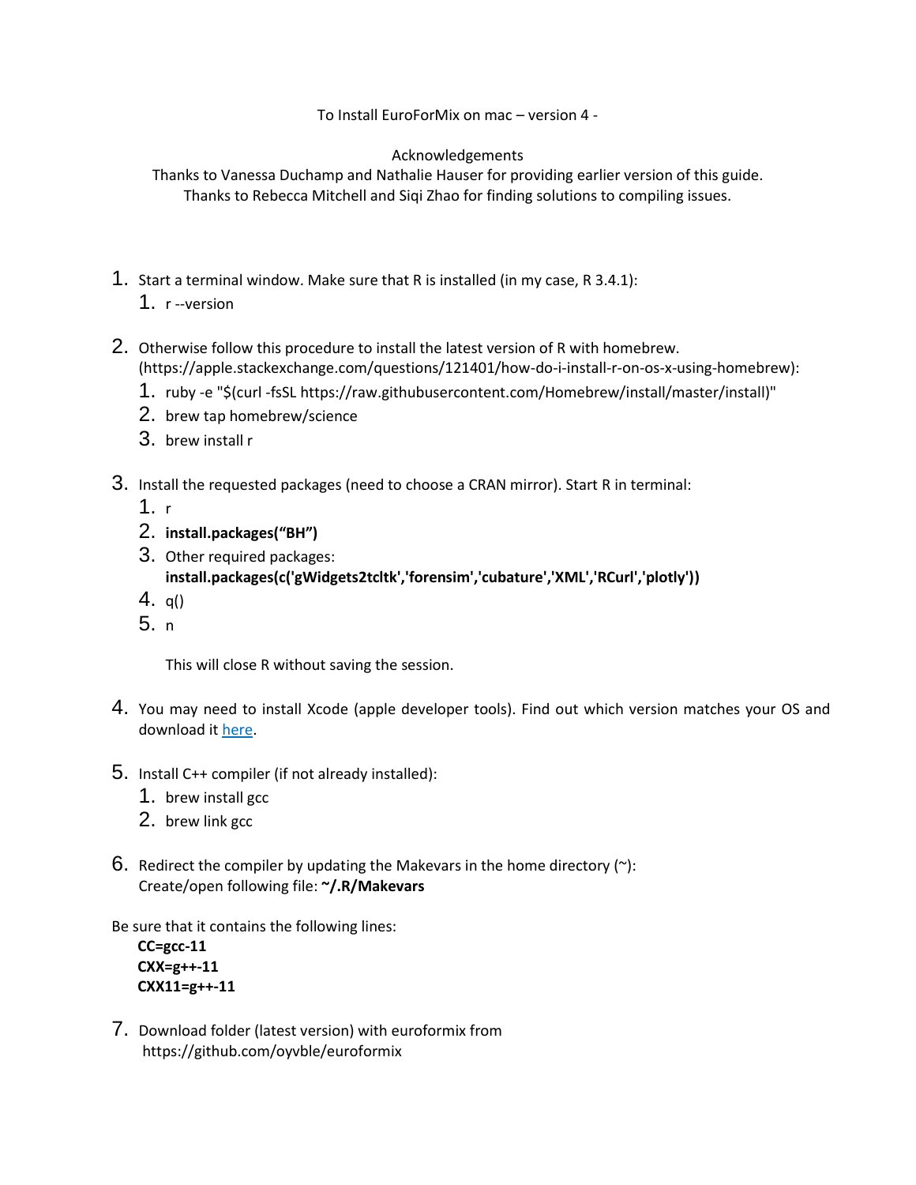To Install EuroForMix on mac – version 4 -

Acknowledgements

Thanks to Vanessa Duchamp and Nathalie Hauser for providing earlier version of this guide.
Thanks to Rebecca Mitchell and Siqi Zhao for finding solutions to compiling issues.

1. Start a terminal window. Make sure that R is installed (in my case, R 3.4.1):
    1. r --version

2. Otherwise follow this procedure to install the latest version of R with homebrew. (https://apple.stackexchange.com/questions/121401/how-do-i-install-r-on-os-x-using-homebrew):
    1. ruby -e "$(curl -fsSL https://raw.githubusercontent.com/Homebrew/install/master/install)"
    2. brew tap homebrew/science
    3. brew install r

3. Install the requested packages (need to choose a CRAN mirror). Start R in terminal:
    1. r
    2. **install.packages(“BH”)**
    3. Other required packages:
       **install.packages(c('gWidgets2tcltk','forensim','cubature','XML','RCurl','plotly'))**
    4. q()
    5. n

       This will close R without saving the session.

4. You may need to install Xcode (apple developer tools). Find out which version matches your OS and download it [here](here).

5. Install C++ compiler (if not already installed):
    1. brew install gcc
    2. brew link gcc

6. Redirect the compiler by updating the Makevars in the home directory (~):
   Create/open following file: **~/.R/Makevars**

Be sure that it contains the following lines:

**CC=gcc-11**
**CXX=g++-11**
**CXX11=g++-11**

7. Download folder (latest version) with euroformix from
   https://github.com/oyvble/euroformix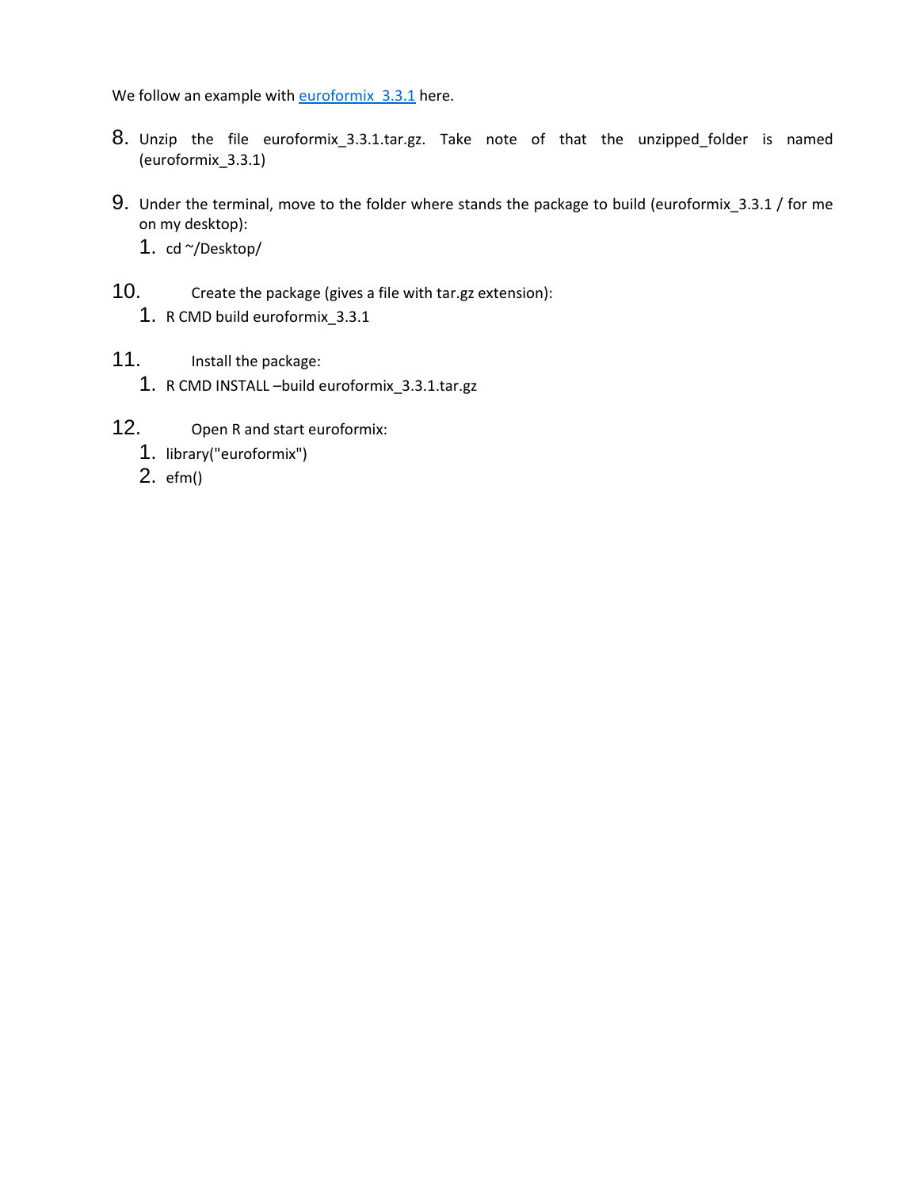We follow an example with [euroformix_3.3.1]() here.

8. Unzip the file euroformix_3.3.1.tar.gz. Take note of that the unzipped_folder is named (euroformix_3.3.1)

9. Under the terminal, move to the folder where stands the package to build (euroformix_3.3.1 / for me on my desktop):
   1. cd ~/Desktop/

10. Create the package (gives a file with tar.gz extension):
    1. R CMD build euroformix_3.3.1

11. Install the package:
    1. R CMD INSTALL –build euroformix_3.3.1.tar.gz

12. Open R and start euroformix:
    1. library("euroformix")
    2. efm()